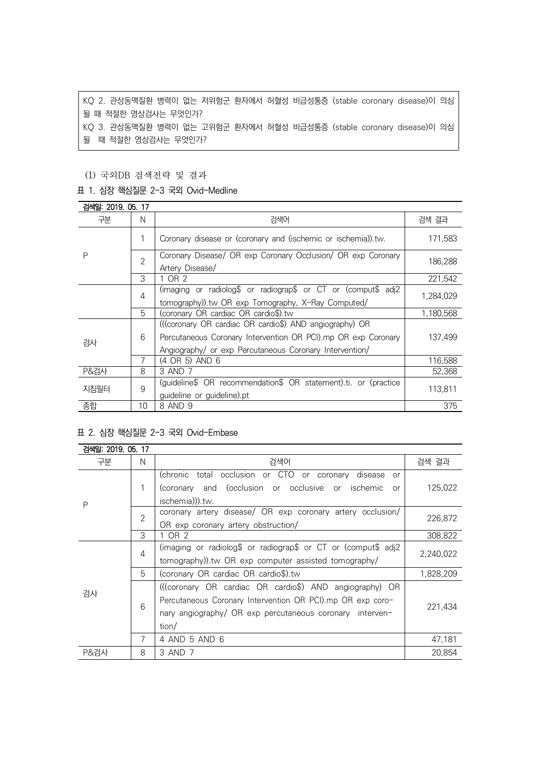KQ 2. 관상동맥질환 병력이 없는 저위험군 환자에서 허혈성 비급성통증 (stable coronary disease)이 의심될 때 적절한 영상검사는 무엇인가?
KQ 3. 관상동맥질환 병력이 없는 고위험군 환자에서 허혈성 비급성통증 (stable coronary disease)이 의심될 때 적절한 영상검사는 무엇인가?

(1) 국외DB 검색전략 및 결과

표 1. 심장 핵심질문 2-3 국외 Ovid-Medline

검색일: 2019. 05. 17

| 구분 | N | 검색어 | 검색 결과 |
|---|---|---|---|
| P | 1 | Coronary disease or (coronary and (ischemic or ischemia)).tw. | 171,583 |
| | 2 | Coronary Disease/ OR exp Coronary Occlusion/ OR exp Coronary Artery Disease/ | 186,288 |
| | 3 | 1 OR 2 | 221,542 |
| 검사 | 4 | (imaging or radiolog$ or radiograp$ or CT or (comput$ adj2 tomography)).tw OR exp Tomography, X-Ray Computed/ | 1,284,029 |
| | 5 | (coronary OR cardiac OR cardio$).tw | 1,180,568 |
| | 6 | (((coronary OR cardiac OR cardio$) AND angiography) OR Percutaneous Coronary Intervention OR PCI).mp OR exp Coronary Angiography/ or exp Percutaneous Coronary Intervention/ | 137,499 |
| | 7 | (4 OR 5) AND 6 | 116,588 |
| P&검사 | 8 | 3 AND 7 | 52,368 |
| 지침필터 | 9 | (guideline$ OR recommendation$ OR statement).ti. or (practice guideline or guideline).pt | 113,811 |
| 종합 | 10 | 8 AND 9 | 375 |

표 2. 심장 핵심질문 2-3 국외 Ovid-Embase

검색일: 2019. 05. 17

| 구분 | N | 검색어 | 검색 결과 |
|---|---|---|---|
| P | 1 | (chronic total occlusion or CTO or coronary disease or (coronary and (occlusion or occlusive or ischemic or ischemia))).tw. | 125,022 |
| | 2 | coronary artery disease/ OR exp coronary artery occlusion/ OR exp coronary artery obstruction/ | 226,872 |
| | 3 | 1 OR 2 | 308,822 |
| 검사 | 4 | (imaging or radiolog$ or radiograp$ or CT or (comput$ adj2 tomography)).tw OR exp computer assisted tomography/ | 2,240,022 |
| | 5 | (coronary OR cardiac OR cardio$).tw | 1,828,209 |
| | 6 | (((coronary OR cardiac OR cardio$) AND angiography) OR Percutaneous Coronary Intervention OR PCI).mp OR exp coronary angiography/ OR exp percutaneous coronary intervention/ | 221,434 |
| | 7 | 4 AND 5 AND 6 | 47,181 |
| P&검사 | 8 | 3 AND 7 | 20,854 |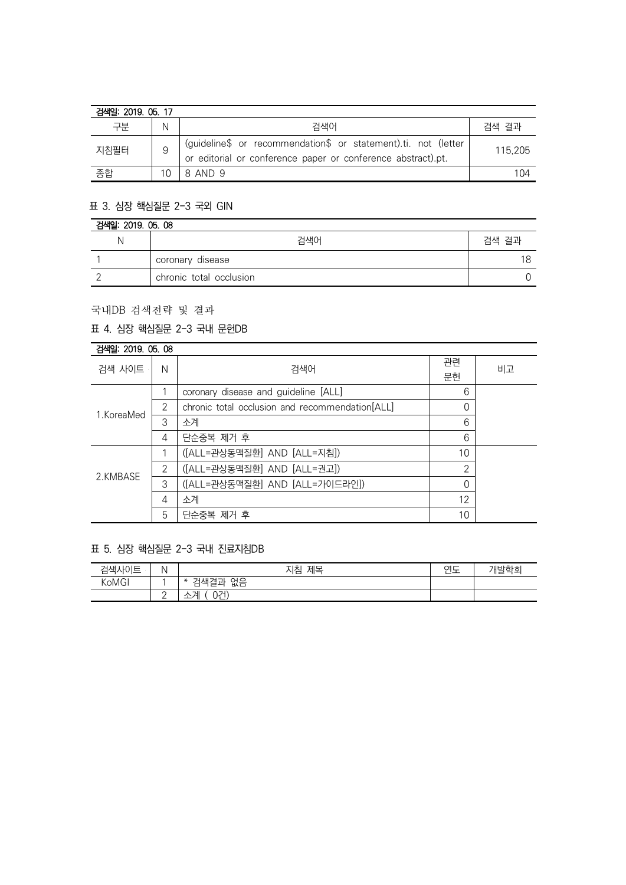| 검색일: 2019. 05. 17 | | | |
|---|---|---|---|
| 구분 | N | 검색어 | 검색 결과 |
| 지침필터 | 9 | (guideline$ or recommendation$ or statement).ti. not (letter or editorial or conference paper or conference abstract).pt. | 115,205 |
| 종합 | 10 | 8 AND 9 | 104 |

### 표 3. 심장 핵심질문 2-3 국외 GIN

| 검색일: 2019. 05. 08 | | |
|---|---|---|
| N | 검색어 | 검색 결과 |
| 1 | coronary disease | 18 |
| 2 | chronic total occlusion | 0 |

## 국내DB 검색전략 및 결과

### 표 4. 심장 핵심질문 2-3 국내 문헌DB

| 검색일: 2019. 05. 08 | | | | |
|---|---|---|---|---|
| 검색 사이트 | N | 검색어 | 관련 문헌 | 비고 |
| 1.KoreaMed | 1 | coronary disease and guideline [ALL] | 6 | |
| | 2 | chronic total occlusion and recommendation[ALL] | 0 | |
| | 3 | 소계 | 6 | |
| | 4 | 단순중복 제거 후 | 6 | |
| 2.KMBASE | 1 | ([ALL=관상동맥질환] AND [ALL=지침]) | 10 | |
| | 2 | ([ALL=관상동맥질환] AND [ALL=권고]) | 2 | |
| | 3 | ([ALL=관상동맥질환] AND [ALL=가이드라인]) | 0 | |
| | 4 | 소계 | 12 | |
| | 5 | 단순중복 제거 후 | 10 | |

### 표 5. 심장 핵심질문 2-3 국내 진료지침DB

| 검색사이트 | N | 지침 제목 | 연도 | 개발학회 |
|---|---|---|---|---|
| KoMGI | 1 | * 검색결과 없음 | | |
| | 2 | 소계 ( 0건) | | |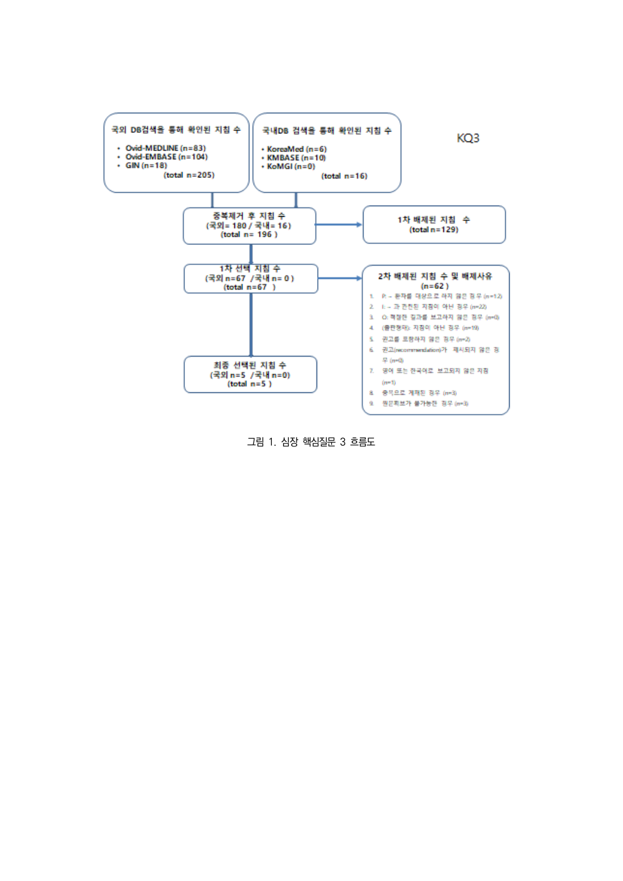국외 DB검색을 통해 확인된 지침 수

- Ovid-MEDLINE (n=83)
- Ovid-EMBASE (n=104)
- GIN (n=18)

(total n=205)

국내DB 검색을 통해 확인된 지침 수

- KoreaMed (n=6)
- KMBASE (n=10)
- KoMGI (n=0)

(total n=16)

KQ3

중복제거 후 지침 수
(국외= 180 / 국내= 16)
(total n= 196 )

1차 배제된 지침 수
(total n=129)

1차 선택 지침 수
(국외 n=67 / 국내 n= 0 )
(total n=67 )

2차 배제된 지침 수 및 배제사유
(n=62 )

1. P: – 환자를 대상으로 하지 않은 경우 (n=12)
2. I: – 과 관련된 지침이 아닌 경우 (n=22)
3. O: 적절한 결과를 보고하지 않은 경우 (n=0)
4. (출판형태): 지침이 아닌 경우 (n=19)
5. 권고를 포함하지 않은 경우 (n=2)
6. 권고(recommendation)가 제시되지 않은 경우 (n=0)
7. 영어 또는 한국어로 보고되지 않은 지침 (n=1)
8. 중복으로 게재된 경우 (n=3)
9. 원문획보가 불가능한 경우 (n=3)

최종 선택된 지침 수
(국외 n=5 / 국내 n=0)
(total n=5 )

그림 1. 심장 핵심질문 3 흐름도